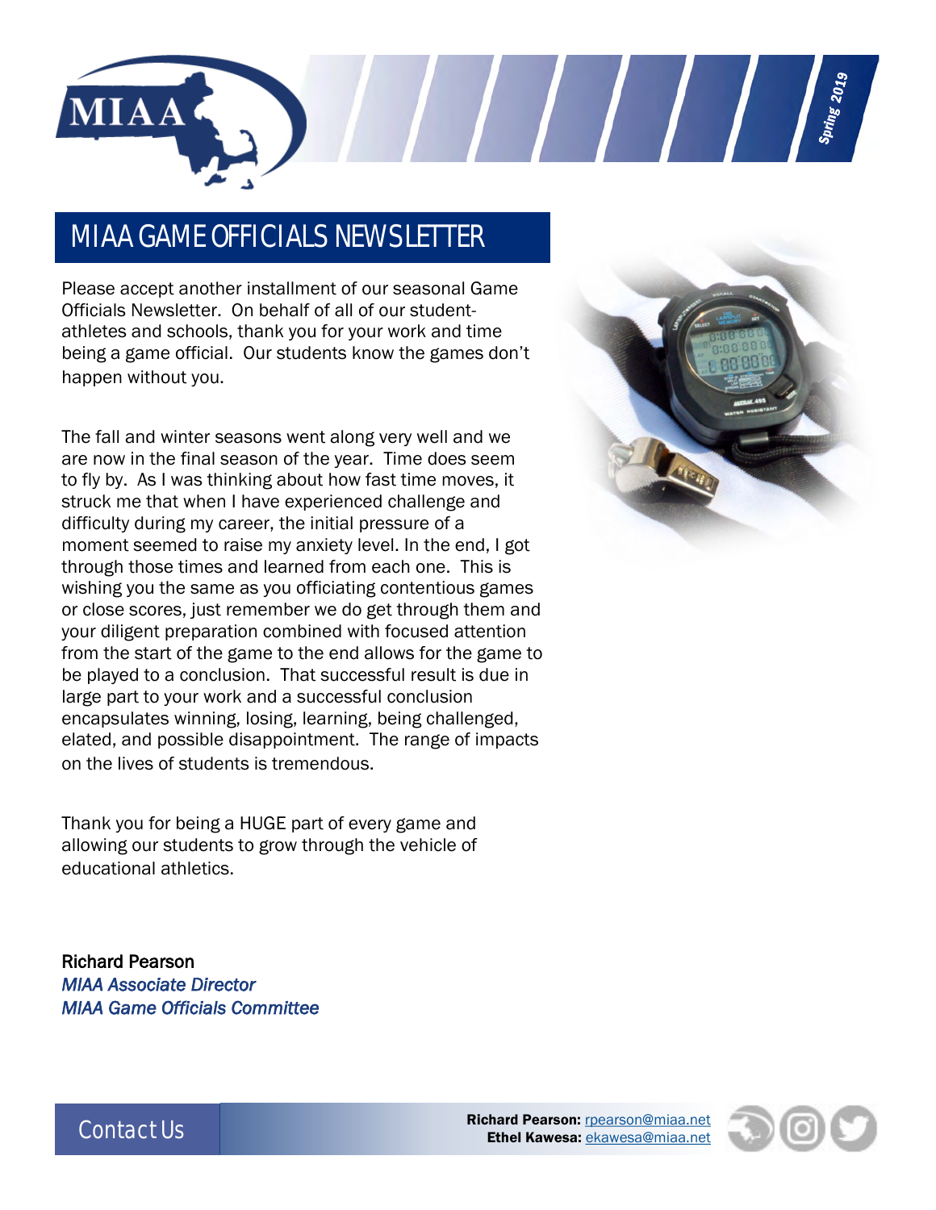MIAA

Spring 2019

# MIAA GAME OFFICIALS NEWSLETTER

Please accept another installment of our seasonal Game Officials Newsletter. On behalf of all of our student-athletes and schools, thank you for your work and time being a game official. Our students know the games don't happen without you.

The fall and winter seasons went along very well and we are now in the final season of the year. Time does seem to fly by. As I was thinking about how fast time moves, it struck me that when I have experienced challenge and difficulty during my career, the initial pressure of a moment seemed to raise my anxiety level. In the end, I got through those times and learned from each one. This is wishing you the same as you officiating contentious games or close scores, just remember we do get through them and your diligent preparation combined with focused attention from the start of the game to the end allows for the game to be played to a conclusion. That successful result is due in large part to your work and a successful conclusion encapsulates winning, losing, learning, being challenged, elated, and possible disappointment. The range of impacts on the lives of students is tremendous.

Thank you for being a HUGE part of every game and allowing our students to grow through the vehicle of educational athletics.

Richard Pearson
*MIAA Associate Director*
*MIAA Game Officials Committee*

## Contact Us

**Richard Pearson:** rpearson@miaa.net
**Ethel Kawesa:** ekawesa@miaa.net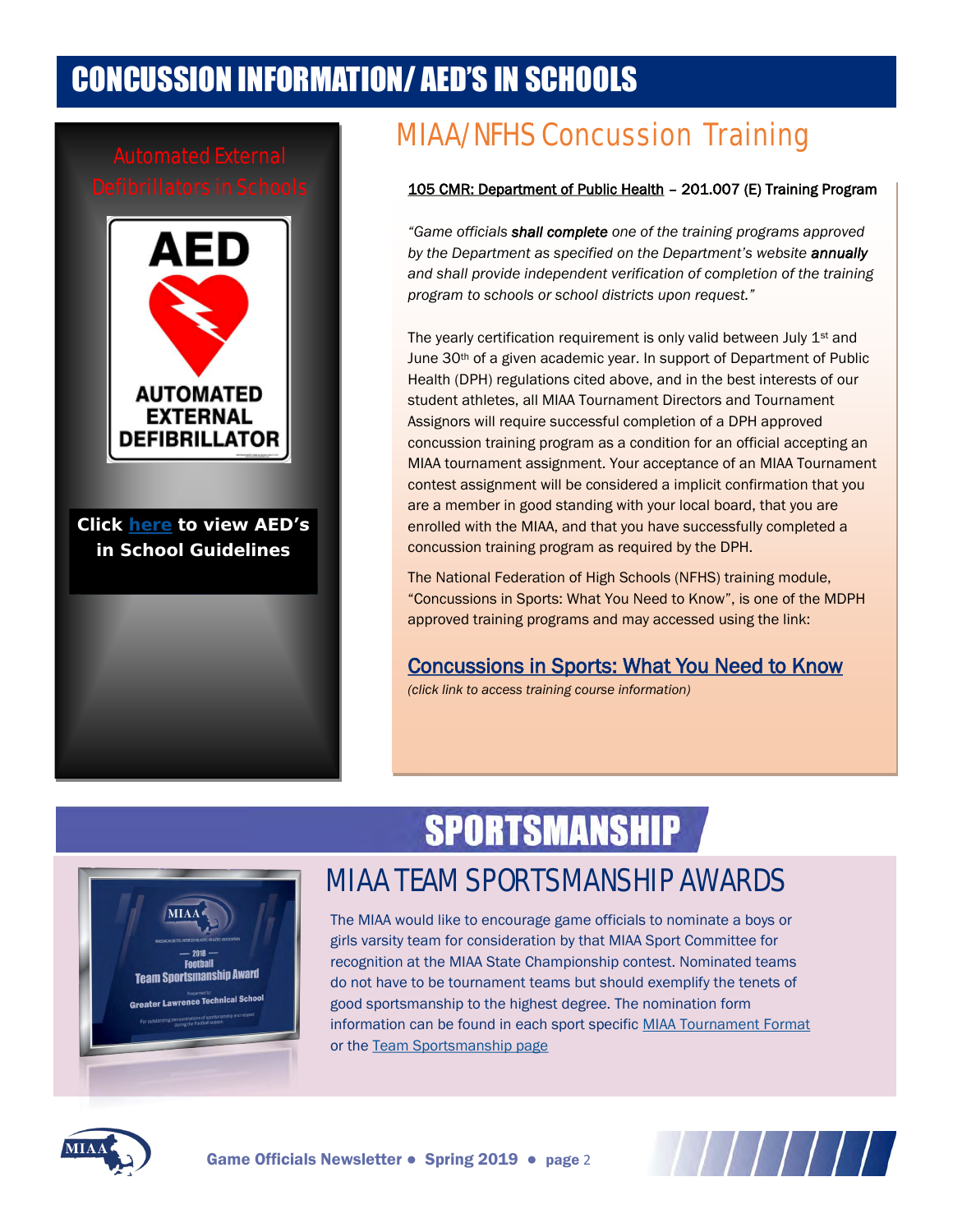# CONCUSSION INFORMATION/ AED'S IN SCHOOLS

## Automated External Defibrillators in Schools

AED

AUTOMATED EXTERNAL DEFIBRILLATOR

**Click here to view AED's in School Guidelines**

## MIAA/NFHS Concussion Training

105 CMR: Department of Public Health – 201.007 (E) Training Program

*"Game officials **shall complete** one of the training programs approved by the Department as specified on the Department's website **annually** and shall provide independent verification of completion of the training program to schools or school districts upon request."*

The yearly certification requirement is only valid between July 1st and June 30th of a given academic year. In support of Department of Public Health (DPH) regulations cited above, and in the best interests of our student athletes, all MIAA Tournament Directors and Tournament Assignors will require successful completion of a DPH approved concussion training program as a condition for an official accepting an MIAA tournament assignment. Your acceptance of an MIAA Tournament contest assignment will be considered a implicit confirmation that you are a member in good standing with your local board, that you are enrolled with the MIAA, and that you have successfully completed a concussion training program as required by the DPH.

The National Federation of High Schools (NFHS) training module, "Concussions in Sports: What You Need to Know", is one of the MDPH approved training programs and may accessed using the link:

Concussions in Sports: What You Need to Know

*(click link to access training course information)*

# SPORTSMANSHIP

MIAA

MASSACHUSETTS INTERSCHOLASTIC ATHLETIC ASSOCIATION

— 2018 —

Football

Team Sportsmanship Award

Presented to:

Greater Lawrence Technical School

For outstanding demonstrations of sportsmanship and respect during the Football season.

## MIAA TEAM SPORTSMANSHIP AWARDS

The MIAA would like to encourage game officials to nominate a boys or girls varsity team for consideration by that MIAA Sport Committee for recognition at the MIAA State Championship contest. Nominated teams do not have to be tournament teams but should exemplify the tenets of good sportsmanship to the highest degree. The nomination form information can be found in each sport specific MIAA Tournament Format or the Team Sportsmanship page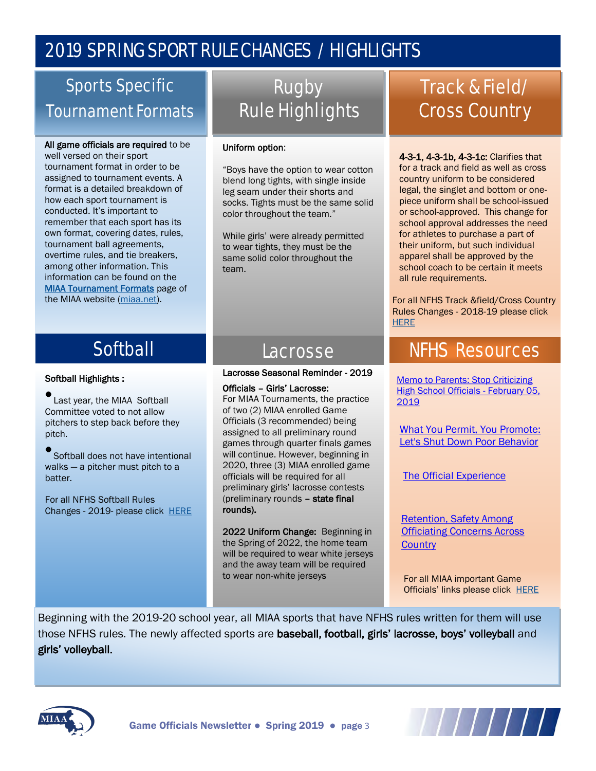# 2019 SPRING SPORT RULE CHANGES / HIGHLIGHTS

## Sports Specific Tournament Formats

**All game officials are required** to be well versed on their sport tournament format in order to be assigned to tournament events. A format is a detailed breakdown of how each sport tournament is conducted. It's important to remember that each sport has its own format, covering dates, rules, tournament ball agreements, overtime rules, and tie breakers, among other information. This information can be found on the MIAA Tournament Formats page of the MIAA website (miaa.net).

## Rugby Rule Highlights

**Uniform option**:

"Boys have the option to wear cotton blend long tights, with single inside leg seam under their shorts and socks. Tights must be the same solid color throughout the team."

While girls' were already permitted to wear tights, they must be the same solid color throughout the team.

## Track & Field/ Cross Country

**4-3-1, 4-3-1b, 4-3-1c:** Clarifies that for a track and field as well as cross country uniform to be considered legal, the singlet and bottom or one-piece uniform shall be school-issued or school-approved. This change for school approval addresses the need for athletes to purchase a part of their uniform, but such individual apparel shall be approved by the school coach to be certain it meets all rule requirements.

For all NFHS Track &field/Cross Country Rules Changes - 2018-19 please click HERE

## Softball

**Softball Highlights :**

- Last year, the MIAA Softball Committee voted to not allow pitchers to step back before they pitch.
- Softball does not have intentional walks — a pitcher must pitch to a batter.

For all NFHS Softball Rules Changes - 2019- please click HERE

## Lacrosse

**Lacrosse Seasonal Reminder - 2019**

**Officials – Girls' Lacrosse:** For MIAA Tournaments, the practice of two (2) MIAA enrolled Game Officials (3 recommended) being assigned to all preliminary round games through quarter finals games will continue. However, beginning in 2020, three (3) MIAA enrolled game officials will be required for all preliminary girls' lacrosse contests (preliminary rounds **– state final rounds).**

**2022 Uniform Change:** Beginning in the Spring of 2022, the home team will be required to wear white jerseys and the away team will be required to wear non-white jerseys

## NFHS Resources

Memo to Parents: Stop Criticizing High School Officials - February 05, 2019

What You Permit, You Promote: Let's Shut Down Poor Behavior

The Official Experience

Retention, Safety Among Officiating Concerns Across Country

For all MIAA important Game Officials' links please click HERE

Beginning with the 2019-20 school year, all MIAA sports that have NFHS rules written for them will use those NFHS rules. The newly affected sports are **baseball, football, girls' lacrosse, boys' volleyball** and **girls' volleyball.**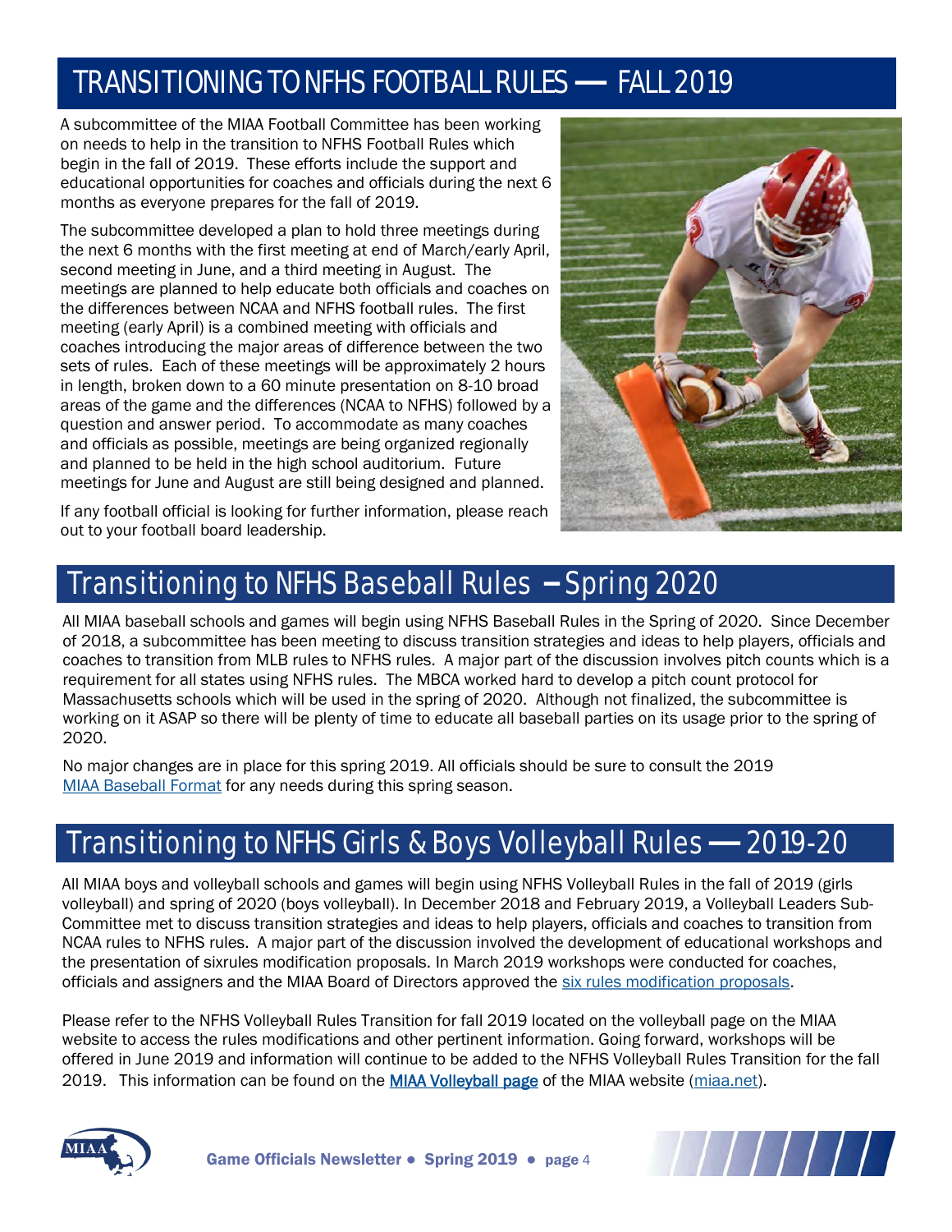## TRANSITIONING TO NFHS FOOTBALL RULES — FALL 2019

A subcommittee of the MIAA Football Committee has been working on needs to help in the transition to NFHS Football Rules which begin in the fall of 2019. These efforts include the support and educational opportunities for coaches and officials during the next 6 months as everyone prepares for the fall of 2019.

The subcommittee developed a plan to hold three meetings during the next 6 months with the first meeting at end of March/early April, second meeting in June, and a third meeting in August. The meetings are planned to help educate both officials and coaches on the differences between NCAA and NFHS football rules. The first meeting (early April) is a combined meeting with officials and coaches introducing the major areas of difference between the two sets of rules. Each of these meetings will be approximately 2 hours in length, broken down to a 60 minute presentation on 8-10 broad areas of the game and the differences (NCAA to NFHS) followed by a question and answer period. To accommodate as many coaches and officials as possible, meetings are being organized regionally and planned to be held in the high school auditorium. Future meetings for June and August are still being designed and planned.

If any football official is looking for further information, please reach out to your football board leadership.

## Transitioning to NFHS Baseball Rules – Spring 2020

All MIAA baseball schools and games will begin using NFHS Baseball Rules in the Spring of 2020. Since December of 2018, a subcommittee has been meeting to discuss transition strategies and ideas to help players, officials and coaches to transition from MLB rules to NFHS rules. A major part of the discussion involves pitch counts which is a requirement for all states using NFHS rules. The MBCA worked hard to develop a pitch count protocol for Massachusetts schools which will be used in the spring of 2020. Although not finalized, the subcommittee is working on it ASAP so there will be plenty of time to educate all baseball parties on its usage prior to the spring of 2020.

No major changes are in place for this spring 2019. All officials should be sure to consult the 2019 MIAA Baseball Format for any needs during this spring season.

## Transitioning to NFHS Girls & Boys Volleyball Rules — 2019-20

All MIAA boys and volleyball schools and games will begin using NFHS Volleyball Rules in the fall of 2019 (girls volleyball) and spring of 2020 (boys volleyball). In December 2018 and February 2019, a Volleyball Leaders Sub-Committee met to discuss transition strategies and ideas to help players, officials and coaches to transition from NCAA rules to NFHS rules. A major part of the discussion involved the development of educational workshops and the presentation of sixrules modification proposals. In March 2019 workshops were conducted for coaches, officials and assigners and the MIAA Board of Directors approved the six rules modification proposals.

Please refer to the NFHS Volleyball Rules Transition for fall 2019 located on the volleyball page on the MIAA website to access the rules modifications and other pertinent information. Going forward, workshops will be offered in June 2019 and information will continue to be added to the NFHS Volleyball Rules Transition for the fall 2019. This information can be found on the MIAA Volleyball page of the MIAA website (miaa.net).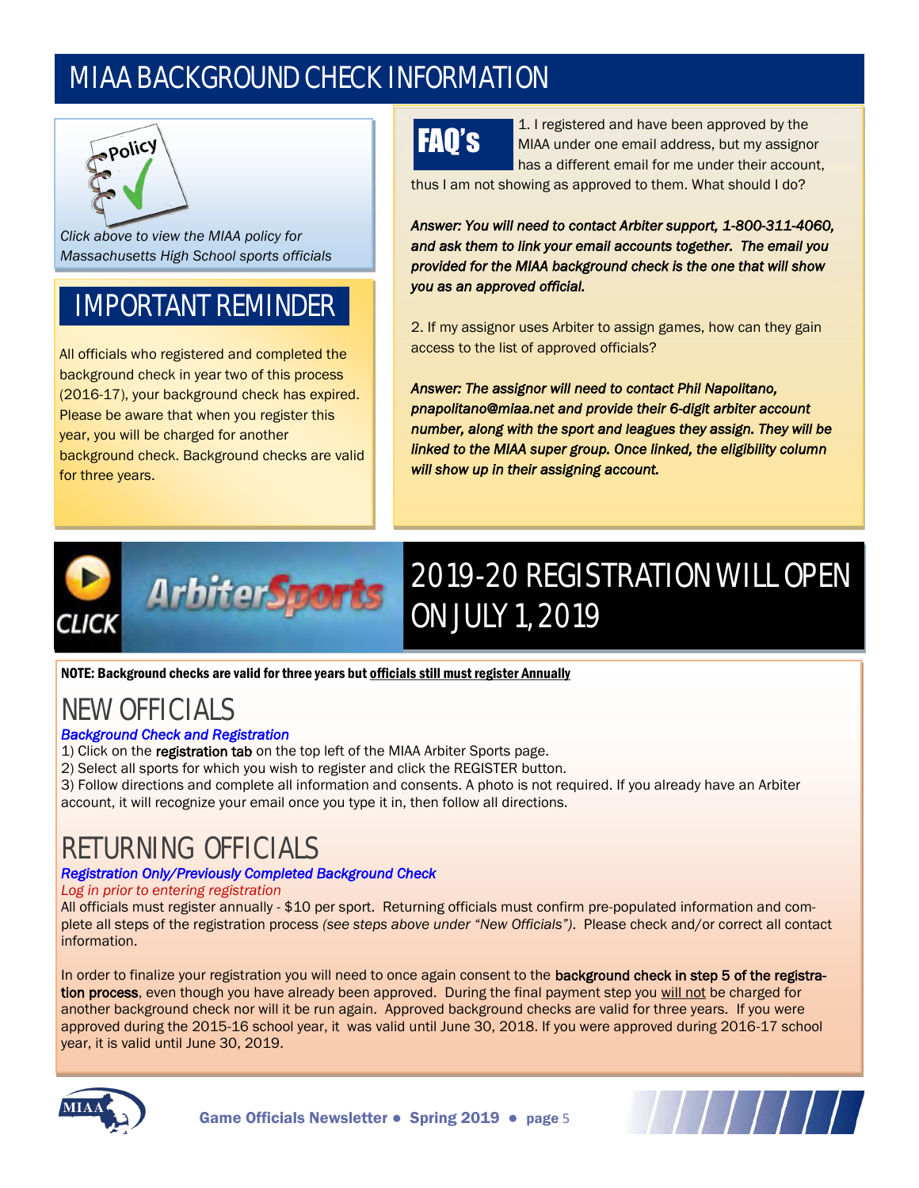# MIAA BACKGROUND CHECK INFORMATION

*Click above to view the MIAA policy for Massachusetts High School sports officials*

## IMPORTANT REMINDER

All officials who registered and completed the background check in year two of this process (2016-17), your background check has expired. Please be aware that when you register this year, you will be charged for another background check. Background checks are valid for three years.

## FAQ's

1. I registered and have been approved by the MIAA under one email address, but my assignor has a different email for me under their account, thus I am not showing as approved to them. What should I do?

***Answer: You will need to contact Arbiter support, 1-800-311-4060, and ask them to link your email accounts together. The email you provided for the MIAA background check is the one that will show you as an approved official.***

2. If my assignor uses Arbiter to assign games, how can they gain access to the list of approved officials?

***Answer: The assignor will need to contact Phil Napolitano, pnapolitano@miaa.net and provide their 6-digit arbiter account number, along with the sport and leagues they assign. They will be linked to the MIAA super group. Once linked, the eligibility column will show up in their assigning account.***

CLICK ArbiterSports

## 2019-20 REGISTRATION WILL OPEN ON JULY 1, 2019

**NOTE: Background checks are valid for three years but <u>officials still must register Annually</u>**

## NEW OFFICIALS

***Background Check and Registration***

1) Click on the **registration tab** on the top left of the MIAA Arbiter Sports page.
2) Select all sports for which you wish to register and click the REGISTER button.
3) Follow directions and complete all information and consents. A photo is not required. If you already have an Arbiter account, it will recognize your email once you type it in, then follow all directions.

## RETURNING OFFICIALS

***Registration Only/Previously Completed Background Check***

*Log in prior to entering registration*

All officials must register annually - $10 per sport. Returning officials must confirm pre-populated information and complete all steps of the registration process *(see steps above under "New Officials")*. Please check and/or correct all contact information.

In order to finalize your registration you will need to once again consent to the **background check in step 5 of the registration process**, even though you have already been approved. During the final payment step you <u>will not</u> be charged for another background check nor will it be run again. Approved background checks are valid for three years. If you were approved during the 2015-16 school year, it was valid until June 30, 2018. If you were approved during 2016-17 school year, it is valid until June 30, 2019.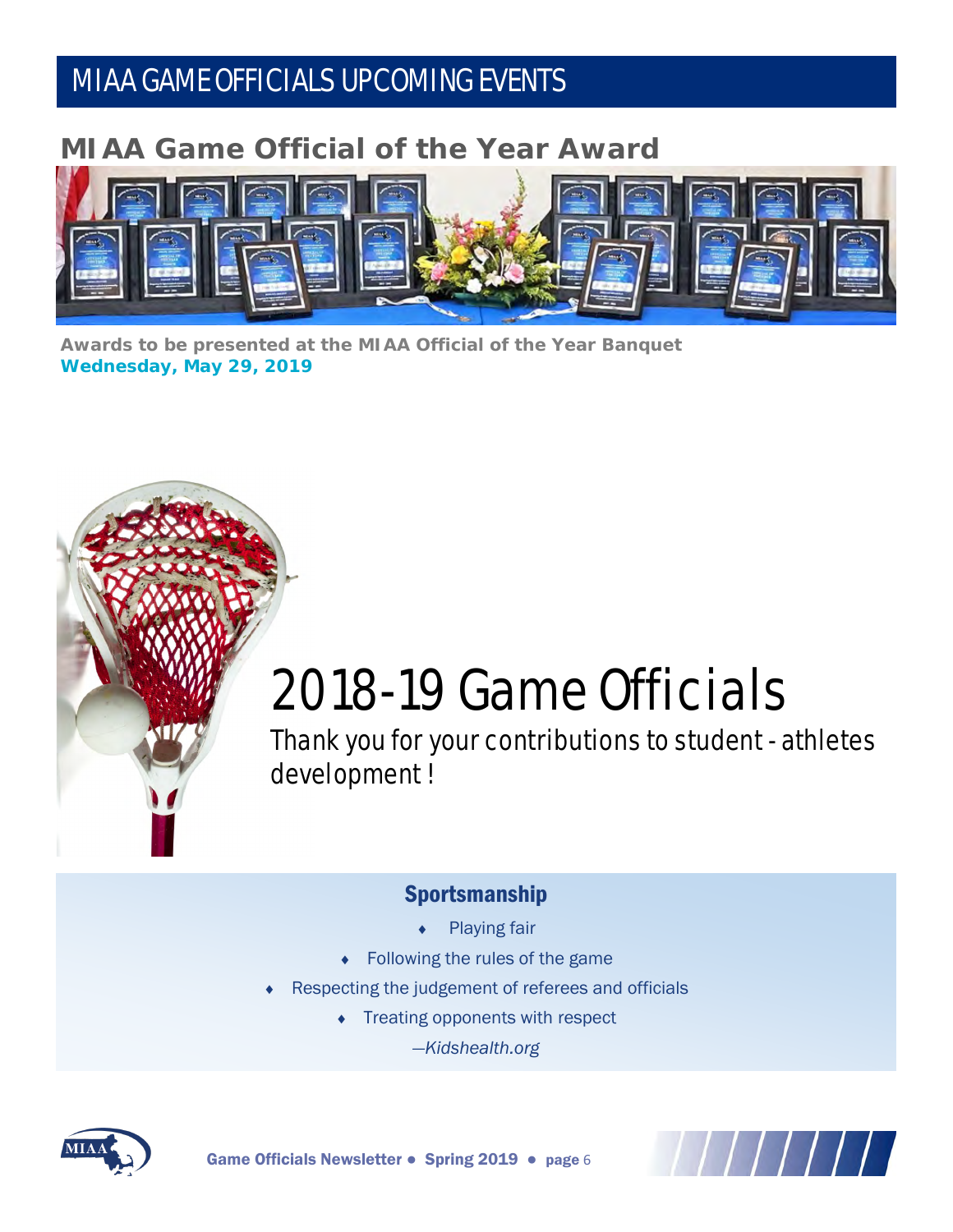# MIAA GAME OFFICIALS UPCOMING EVENTS

## MIAA Game Official of the Year Award

**Awards to be presented at the MIAA Official of the Year Banquet**
**Wednesday, May 29, 2019**

# 2018-19 Game Officials

Thank you for your contributions to student - athletes development !

### Sportsmanship

- Playing fair
- Following the rules of the game
- Respecting the judgement of referees and officials
- Treating opponents with respect

*—Kidshealth.org*